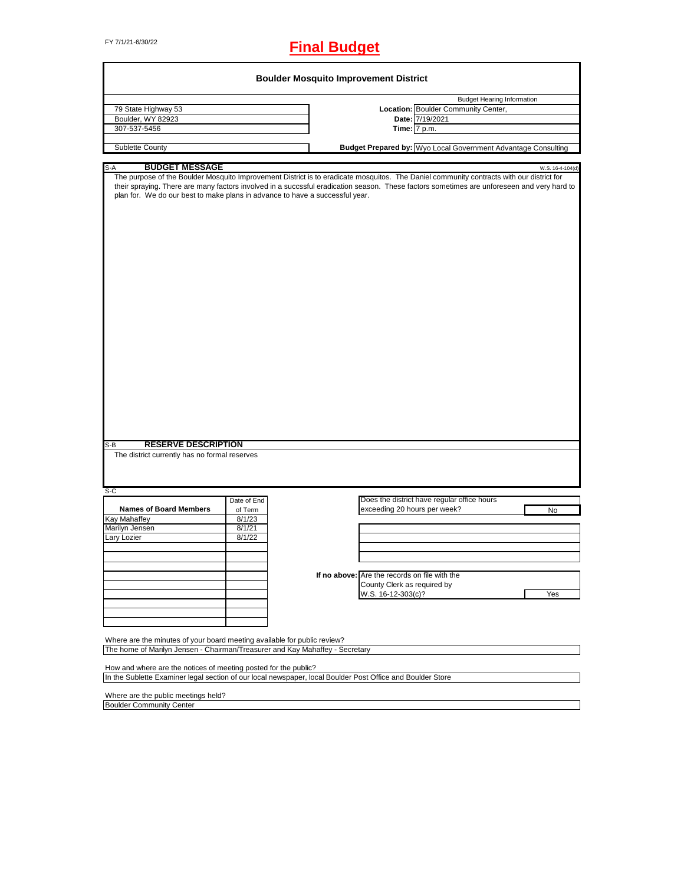FY 7/1/21-6/30/22

# Final Budget

## Boulder Mosquito Improvement District

| | | |
|---|---|---|
| 79 State Highway 53 | | **Budget Hearing Information** |
| Boulder, WY 82923 | **Location:** | Boulder Community Center, |
| 307-537-5456 | **Date:** | 7/19/2021 |
| | **Time:** | 7 p.m. |
| Sublette County | **Budget Prepared by:** | Wyo Local Government Advantage Consulting |

S-A **BUDGET MESSAGE** W.S. 16-4-104(d)

The purpose of the Boulder Mosquito Improvement District is to eradicate mosquitos. The Daniel community contracts with our district for their spraying. There are many factors involved in a succssful eradication season. These factors sometimes are unforeseen and very hard to plan for. We do our best to make plans in advance to have a successful year.

S-B **RESERVE DESCRIPTION**

The district currently has no formal reserves

S-C

| Names of Board Members | Date of End of Term |
|---|---|
| Kay Mahaffey | 8/1/23 |
| Marilyn Jensen | 8/1/21 |
| Lary Lozier | 8/1/22 |

Does the district have regular office hours exceeding 20 hours per week? No

If no above: Are the records on file with the County Clerk as required by W.S. 16-12-303(c)? Yes

Where are the minutes of your board meeting available for public review?
The home of Marilyn Jensen - Chairman/Treasurer and Kay Mahaffey - Secretary

How and where are the notices of meeting posted for the public?
In the Sublette Examiner legal section of our local newspaper, local Boulder Post Office and Boulder Store

Where are the public meetings held?
Boulder Community Center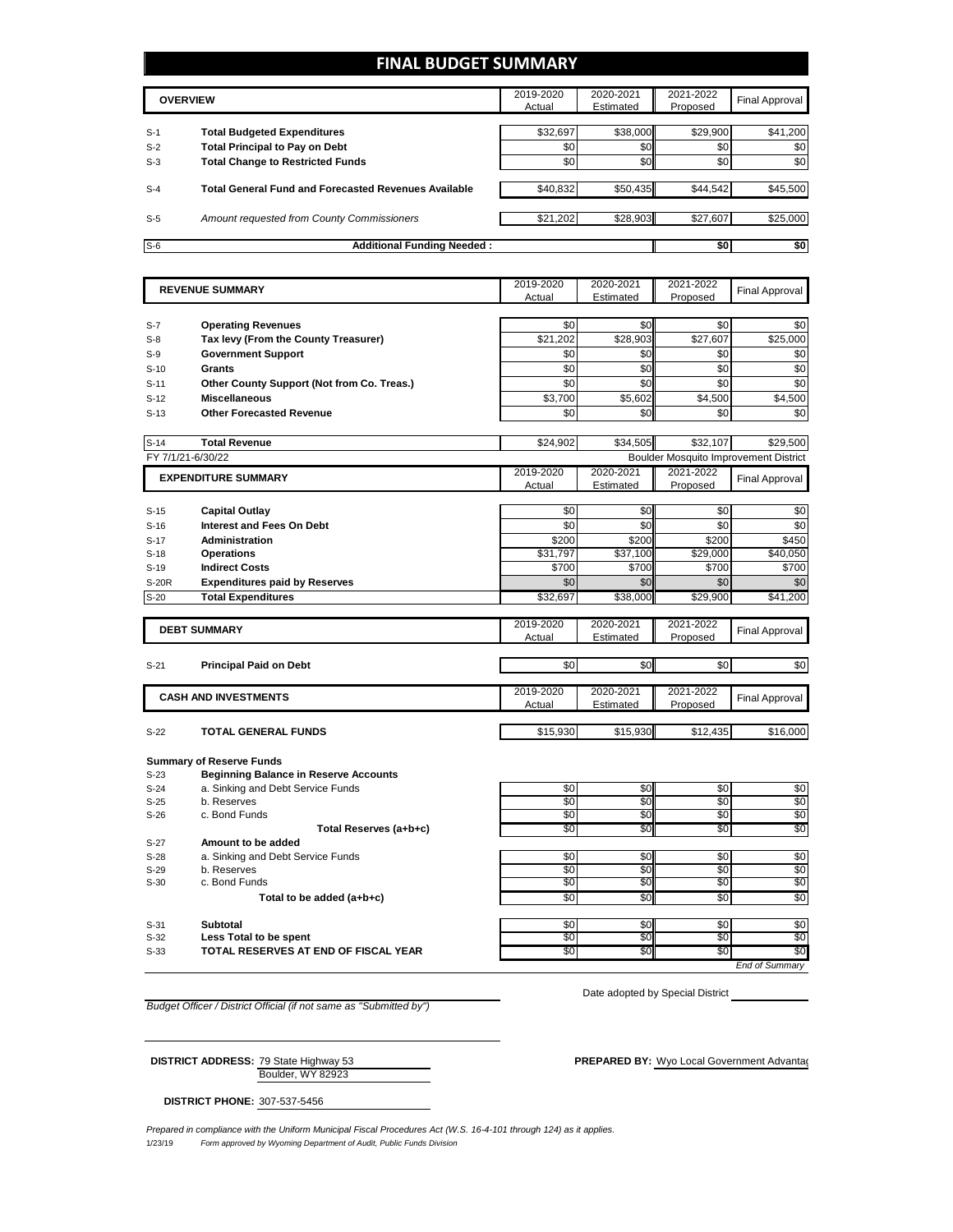# FINAL BUDGET SUMMARY

| | OVERVIEW | 2019-2020 Actual | 2020-2021 Estimated | 2021-2022 Proposed | Final Approval |
|---|---|---|---|---|---|
| S-1 | **Total Budgeted Expenditures** | $32,697 | $38,000 | $29,900 | $41,200 |
| S-2 | **Total Principal to Pay on Debt** | $0 | $0 | $0 | $0 |
| S-3 | **Total Change to Restricted Funds** | $0 | $0 | $0 | $0 |
| S-4 | **Total General Fund and Forecasted Revenues Available** | $40,832 | $50,435 | $44,542 | $45,500 |
| S-5 | *Amount requested from County Commissioners* | $21,202 | $28,903 | $27,607 | $25,000 |
| S-6 | **Additional Funding Needed :** | | | **$0** | **$0** |

| | REVENUE SUMMARY | 2019-2020 Actual | 2020-2021 Estimated | 2021-2022 Proposed | Final Approval |
|---|---|---|---|---|---|
| S-7 | **Operating Revenues** | $0 | $0 | $0 | $0 |
| S-8 | **Tax levy (From the County Treasurer)** | $21,202 | $28,903 | $27,607 | $25,000 |
| S-9 | **Government Support** | $0 | $0 | $0 | $0 |
| S-10 | **Grants** | $0 | $0 | $0 | $0 |
| S-11 | **Other County Support (Not from Co. Treas.)** | $0 | $0 | $0 | $0 |
| S-12 | **Miscellaneous** | $3,700 | $5,602 | $4,500 | $4,500 |
| S-13 | **Other Forecasted Revenue** | $0 | $0 | $0 | $0 |
| S-14 | **Total Revenue** | $24,902 | $34,505 | $32,107 | $29,500 |

FY 7/1/21-6/30/22 — Boulder Mosquito Improvement District

| | EXPENDITURE SUMMARY | 2019-2020 Actual | 2020-2021 Estimated | 2021-2022 Proposed | Final Approval |
|---|---|---|---|---|---|
| S-15 | **Capital Outlay** | $0 | $0 | $0 | $0 |
| S-16 | **Interest and Fees On Debt** | $0 | $0 | $0 | $0 |
| S-17 | **Administration** | $200 | $200 | $200 | $450 |
| S-18 | **Operations** | $31,797 | $37,100 | $29,000 | $40,050 |
| S-19 | **Indirect Costs** | $700 | $700 | $700 | $700 |
| S-20R | **Expenditures paid by Reserves** | $0 | $0 | $0 | $0 |
| S-20 | **Total Expenditures** | $32,697 | $38,000 | $29,900 | $41,200 |

| | DEBT SUMMARY | 2019-2020 Actual | 2020-2021 Estimated | 2021-2022 Proposed | Final Approval |
|---|---|---|---|---|---|
| S-21 | **Principal Paid on Debt** | $0 | $0 | $0 | $0 |

| | CASH AND INVESTMENTS | 2019-2020 Actual | 2020-2021 Estimated | 2021-2022 Proposed | Final Approval |
|---|---|---|---|---|---|
| S-22 | **TOTAL GENERAL FUNDS** | $15,930 | $15,930 | $12,435 | $16,000 |

**Summary of Reserve Funds**

| | | 2019-2020 Actual | 2020-2021 Estimated | 2021-2022 Proposed | Final Approval |
|---|---|---|---|---|---|
| S-23 | **Beginning Balance in Reserve Accounts** | | | | |
| S-24 | a. Sinking and Debt Service Funds | $0 | $0 | $0 | $0 |
| S-25 | b. Reserves | $0 | $0 | $0 | $0 |
| S-26 | c. Bond Funds | $0 | $0 | $0 | $0 |
| | **Total Reserves (a+b+c)** | $0 | $0 | $0 | $0 |
| S-27 | **Amount to be added** | | | | |
| S-28 | a. Sinking and Debt Service Funds | $0 | $0 | $0 | $0 |
| S-29 | b. Reserves | $0 | $0 | $0 | $0 |
| S-30 | c. Bond Funds | $0 | $0 | $0 | $0 |
| | **Total to be added (a+b+c)** | $0 | $0 | $0 | $0 |
| S-31 | **Subtotal** | $0 | $0 | $0 | $0 |
| S-32 | **Less Total to be spent** | $0 | $0 | $0 | $0 |
| S-33 | **TOTAL RESERVES AT END OF FISCAL YEAR** | $0 | $0 | $0 | $0 |

*End of Summary*

*Budget Officer / District Official (if not same as "Submitted by")*

Date adopted by Special District

**DISTRICT ADDRESS:** 79 State Highway 53
Boulder, WY 82923

**PREPARED BY:** Wyo Local Government Advantag

**DISTRICT PHONE:** 307-537-5456

*Prepared in compliance with the Uniform Municipal Fiscal Procedures Act (W.S. 16-4-101 through 124) as it applies.*

1/23/19 *Form approved by Wyoming Department of Audit, Public Funds Division*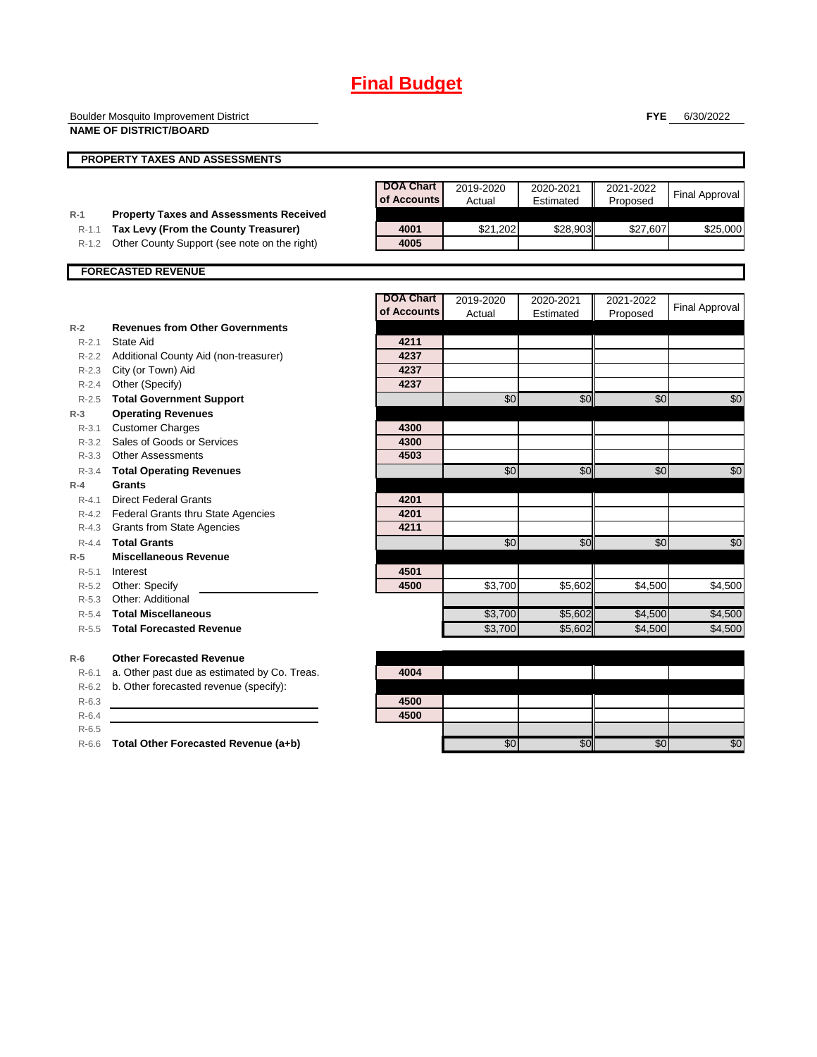# Final Budget

Boulder Mosquito Improvement District
**NAME OF DISTRICT/BOARD**

**FYE** 6/30/2022

## PROPERTY TAXES AND ASSESSMENTS

| | | DOA Chart of Accounts | 2019-2020 Actual | 2020-2021 Estimated | 2021-2022 Proposed | Final Approval |
|---|---|---|---|---|---|---|
| R-1 | **Property Taxes and Assessments Received** | | | | | |
| R-1.1 | **Tax Levy (From the County Treasurer)** | 4001 | $21,202 | $28,903 | $27,607 | $25,000 |
| R-1.2 | Other County Support (see note on the right) | 4005 | | | | |

## FORECASTED REVENUE

| | | DOA Chart of Accounts | 2019-2020 Actual | 2020-2021 Estimated | 2021-2022 Proposed | Final Approval |
|---|---|---|---|---|---|---|
| R-2 | **Revenues from Other Governments** | | | | | |
| R-2.1 | State Aid | 4211 | | | | |
| R-2.2 | Additional County Aid (non-treasurer) | 4237 | | | | |
| R-2.3 | City (or Town) Aid | 4237 | | | | |
| R-2.4 | Other (Specify) | 4237 | | | | |
| R-2.5 | **Total Government Support** | | $0 | $0 | $0 | $0 |
| R-3 | **Operating Revenues** | | | | | |
| R-3.1 | Customer Charges | 4300 | | | | |
| R-3.2 | Sales of Goods or Services | 4300 | | | | |
| R-3.3 | Other Assessments | 4503 | | | | |
| R-3.4 | **Total Operating Revenues** | | $0 | $0 | $0 | $0 |
| R-4 | **Grants** | | | | | |
| R-4.1 | Direct Federal Grants | 4201 | | | | |
| R-4.2 | Federal Grants thru State Agencies | 4201 | | | | |
| R-4.3 | Grants from State Agencies | 4211 | | | | |
| R-4.4 | **Total Grants** | | $0 | $0 | $0 | $0 |
| R-5 | **Miscellaneous Revenue** | | | | | |
| R-5.1 | Interest | 4501 | | | | |
| R-5.2 | Other: Specify | 4500 | $3,700 | $5,602 | $4,500 | $4,500 |
| R-5.3 | Other: Additional | | | | | |
| R-5.4 | **Total Miscellaneous** | | $3,700 | $5,602 | $4,500 | $4,500 |
| R-5.5 | **Total Forecasted Revenue** | | $3,700 | $5,602 | $4,500 | $4,500 |
| R-6 | **Other Forecasted Revenue** | | | | | |
| R-6.1 | a. Other past due as estimated by Co. Treas. | 4004 | | | | |
| R-6.2 | b. Other forecasted revenue (specify): | | | | | |
| R-6.3 | | 4500 | | | | |
| R-6.4 | | 4500 | | | | |
| R-6.5 | | | | | | |
| R-6.6 | **Total Other Forecasted Revenue (a+b)** | | $0 | $0 | $0 | $0 |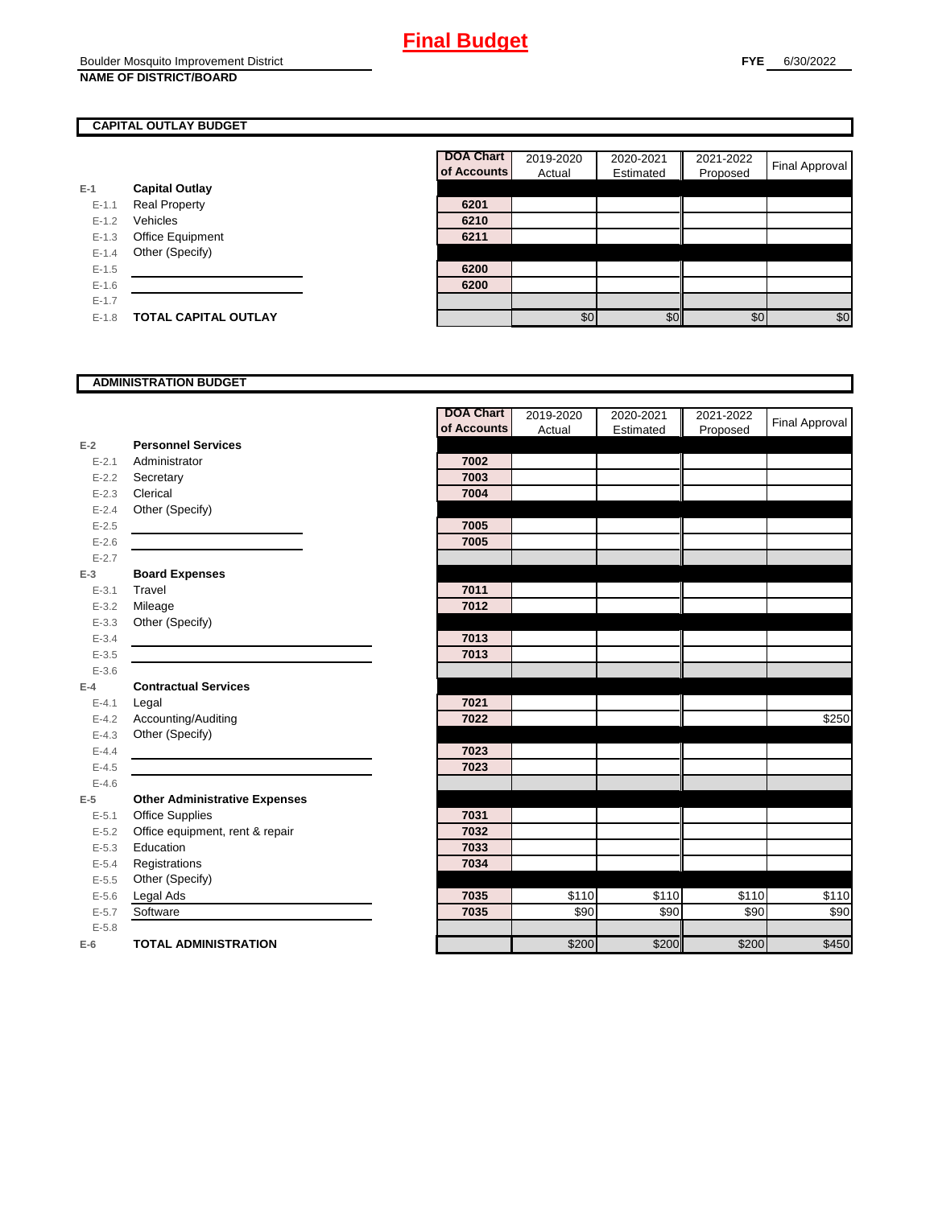# Final Budget

Boulder Mosquito Improvement District
**NAME OF DISTRICT/BOARD**

**FYE** 6/30/2022

## CAPITAL OUTLAY BUDGET

| | | DOA Chart of Accounts | 2019-2020 Actual | 2020-2021 Estimated | 2021-2022 Proposed | Final Approval |
|---|---|---|---|---|---|---|
| E-1 | **Capital Outlay** | | | | | |
| E-1.1 | Real Property | 6201 | | | | |
| E-1.2 | Vehicles | 6210 | | | | |
| E-1.3 | Office Equipment | 6211 | | | | |
| E-1.4 | Other (Specify) | | | | | |
| E-1.5 | | 6200 | | | | |
| E-1.6 | | 6200 | | | | |
| E-1.7 | | | | | | |
| E-1.8 | **TOTAL CAPITAL OUTLAY** | | $0 | $0 | $0 | $0 |

## ADMINISTRATION BUDGET

| | | DOA Chart of Accounts | 2019-2020 Actual | 2020-2021 Estimated | 2021-2022 Proposed | Final Approval |
|---|---|---|---|---|---|---|
| E-2 | **Personnel Services** | | | | | |
| E-2.1 | Administrator | 7002 | | | | |
| E-2.2 | Secretary | 7003 | | | | |
| E-2.3 | Clerical | 7004 | | | | |
| E-2.4 | Other (Specify) | | | | | |
| E-2.5 | | 7005 | | | | |
| E-2.6 | | 7005 | | | | |
| E-2.7 | | | | | | |
| E-3 | **Board Expenses** | | | | | |
| E-3.1 | Travel | 7011 | | | | |
| E-3.2 | Mileage | 7012 | | | | |
| E-3.3 | Other (Specify) | | | | | |
| E-3.4 | | 7013 | | | | |
| E-3.5 | | 7013 | | | | |
| E-3.6 | | | | | | |
| E-4 | **Contractual Services** | | | | | |
| E-4.1 | Legal | 7021 | | | | |
| E-4.2 | Accounting/Auditing | 7022 | | | | $250 |
| E-4.3 | Other (Specify) | | | | | |
| E-4.4 | | 7023 | | | | |
| E-4.5 | | 7023 | | | | |
| E-4.6 | | | | | | |
| E-5 | **Other Administrative Expenses** | | | | | |
| E-5.1 | Office Supplies | 7031 | | | | |
| E-5.2 | Office equipment, rent & repair | 7032 | | | | |
| E-5.3 | Education | 7033 | | | | |
| E-5.4 | Registrations | 7034 | | | | |
| E-5.5 | Other (Specify) | | | | | |
| E-5.6 | Legal Ads | 7035 | $110 | $110 | $110 | $110 |
| E-5.7 | Software | 7035 | $90 | $90 | $90 | $90 |
| E-5.8 | | | | | | |
| E-6 | **TOTAL ADMINISTRATION** | | $200 | $200 | $200 | $450 |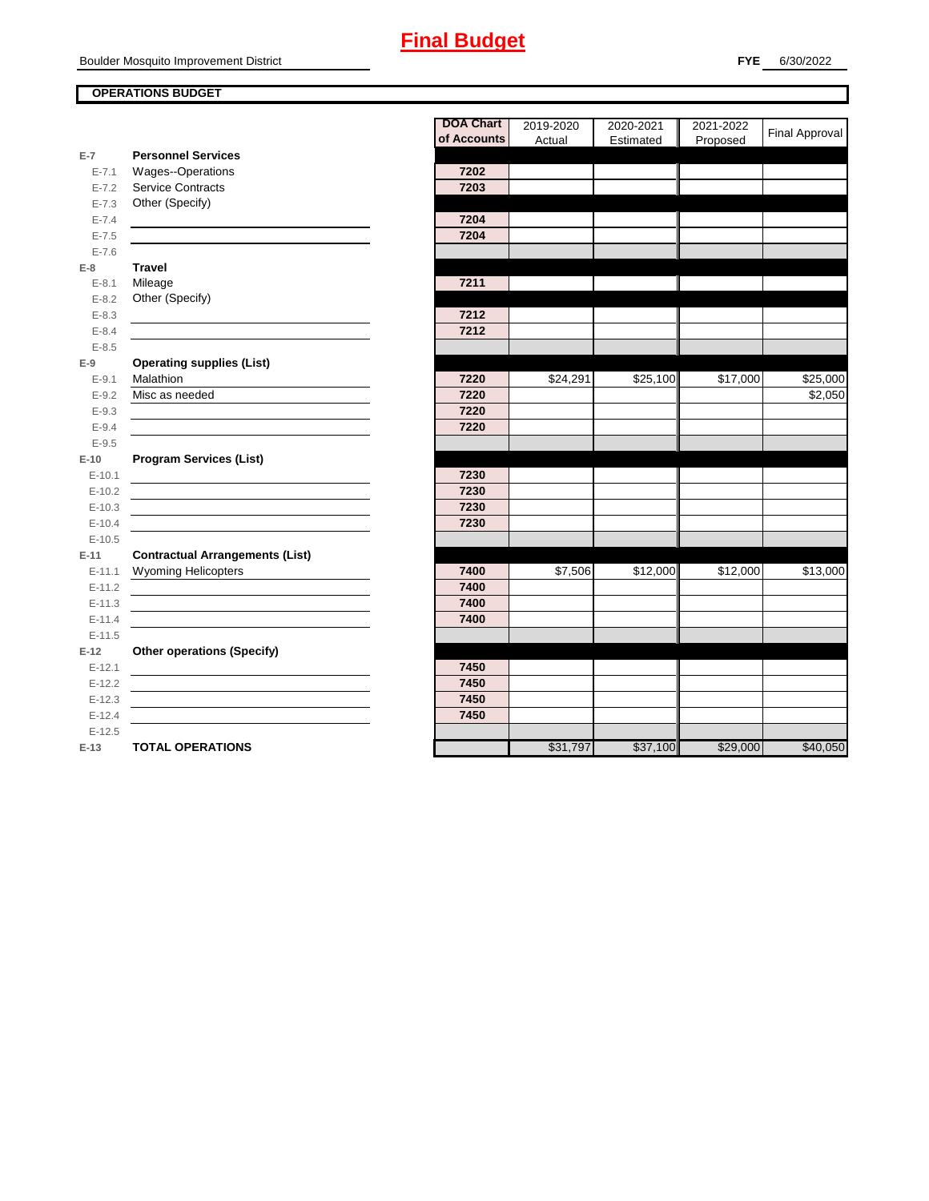# Final Budget

Boulder Mosquito Improvement District

**FYE** 6/30/2022

**OPERATIONS BUDGET**

| | | DOA Chart of Accounts | 2019-2020 Actual | 2020-2021 Estimated | 2021-2022 Proposed | Final Approval |
|---|---|---|---|---|---|---|
| **E-7** | **Personnel Services** | | | | | |
| E-7.1 | Wages--Operations | 7202 | | | | |
| E-7.2 | Service Contracts | 7203 | | | | |
| E-7.3 | Other (Specify) | | | | | |
| E-7.4 | | 7204 | | | | |
| E-7.5 | | 7204 | | | | |
| E-7.6 | | | | | | |
| **E-8** | **Travel** | | | | | |
| E-8.1 | Mileage | 7211 | | | | |
| E-8.2 | Other (Specify) | | | | | |
| E-8.3 | | 7212 | | | | |
| E-8.4 | | 7212 | | | | |
| E-8.5 | | | | | | |
| **E-9** | **Operating supplies (List)** | | | | | |
| E-9.1 | Malathion | 7220 | $24,291 | $25,100 | $17,000 | $25,000 |
| E-9.2 | Misc as needed | 7220 | | | | $2,050 |
| E-9.3 | | 7220 | | | | |
| E-9.4 | | 7220 | | | | |
| E-9.5 | | | | | | |
| **E-10** | **Program Services (List)** | | | | | |
| E-10.1 | | 7230 | | | | |
| E-10.2 | | 7230 | | | | |
| E-10.3 | | 7230 | | | | |
| E-10.4 | | 7230 | | | | |
| E-10.5 | | | | | | |
| **E-11** | **Contractual Arrangements (List)** | | | | | |
| E-11.1 | Wyoming Helicopters | 7400 | $7,506 | $12,000 | $12,000 | $13,000 |
| E-11.2 | | 7400 | | | | |
| E-11.3 | | 7400 | | | | |
| E-11.4 | | 7400 | | | | |
| E-11.5 | | | | | | |
| **E-12** | **Other operations (Specify)** | | | | | |
| E-12.1 | | 7450 | | | | |
| E-12.2 | | 7450 | | | | |
| E-12.3 | | 7450 | | | | |
| E-12.4 | | 7450 | | | | |
| E-12.5 | | | | | | |
| **E-13** | **TOTAL OPERATIONS** | | $31,797 | $37,100 | $29,000 | $40,050 |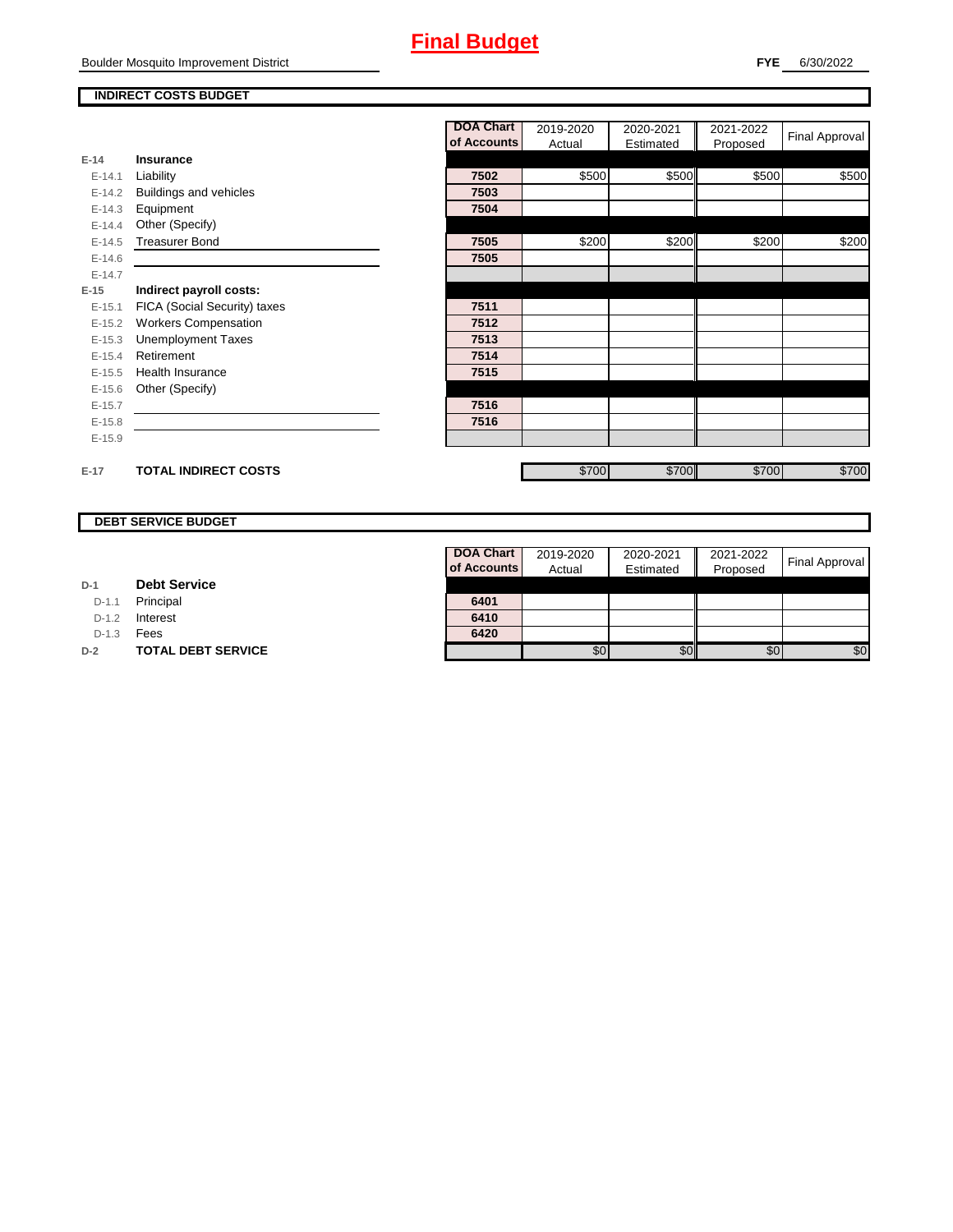# Final Budget

Boulder Mosquito Improvement District

**FYE** 6/30/2022

## INDIRECT COSTS BUDGET

| | | DOA Chart of Accounts | 2019-2020 Actual | 2020-2021 Estimated | 2021-2022 Proposed | Final Approval |
|---|---|---|---|---|---|---|
| **E-14** | **Insurance** | | | | | |
| E-14.1 | Liability | 7502 | $500 | $500 | $500 | $500 |
| E-14.2 | Buildings and vehicles | 7503 | | | | |
| E-14.3 | Equipment | 7504 | | | | |
| E-14.4 | Other (Specify) | | | | | |
| E-14.5 | Treasurer Bond | 7505 | $200 | $200 | $200 | $200 |
| E-14.6 | | 7505 | | | | |
| E-14.7 | | | | | | |
| **E-15** | **Indirect payroll costs:** | | | | | |
| E-15.1 | FICA (Social Security) taxes | 7511 | | | | |
| E-15.2 | Workers Compensation | 7512 | | | | |
| E-15.3 | Unemployment Taxes | 7513 | | | | |
| E-15.4 | Retirement | 7514 | | | | |
| E-15.5 | Health Insurance | 7515 | | | | |
| E-15.6 | Other (Specify) | | | | | |
| E-15.7 | | 7516 | | | | |
| E-15.8 | | 7516 | | | | |
| E-15.9 | | | | | | |
| **E-17** | **TOTAL INDIRECT COSTS** | | $700 | $700 | $700 | $700 |

## DEBT SERVICE BUDGET

| | | DOA Chart of Accounts | 2019-2020 Actual | 2020-2021 Estimated | 2021-2022 Proposed | Final Approval |
|---|---|---|---|---|---|---|
| **D-1** | **Debt Service** | | | | | |
| D-1.1 | Principal | 6401 | | | | |
| D-1.2 | Interest | 6410 | | | | |
| D-1.3 | Fees | 6420 | | | | |
| **D-2** | **TOTAL DEBT SERVICE** | | $0 | $0 | $0 | $0 |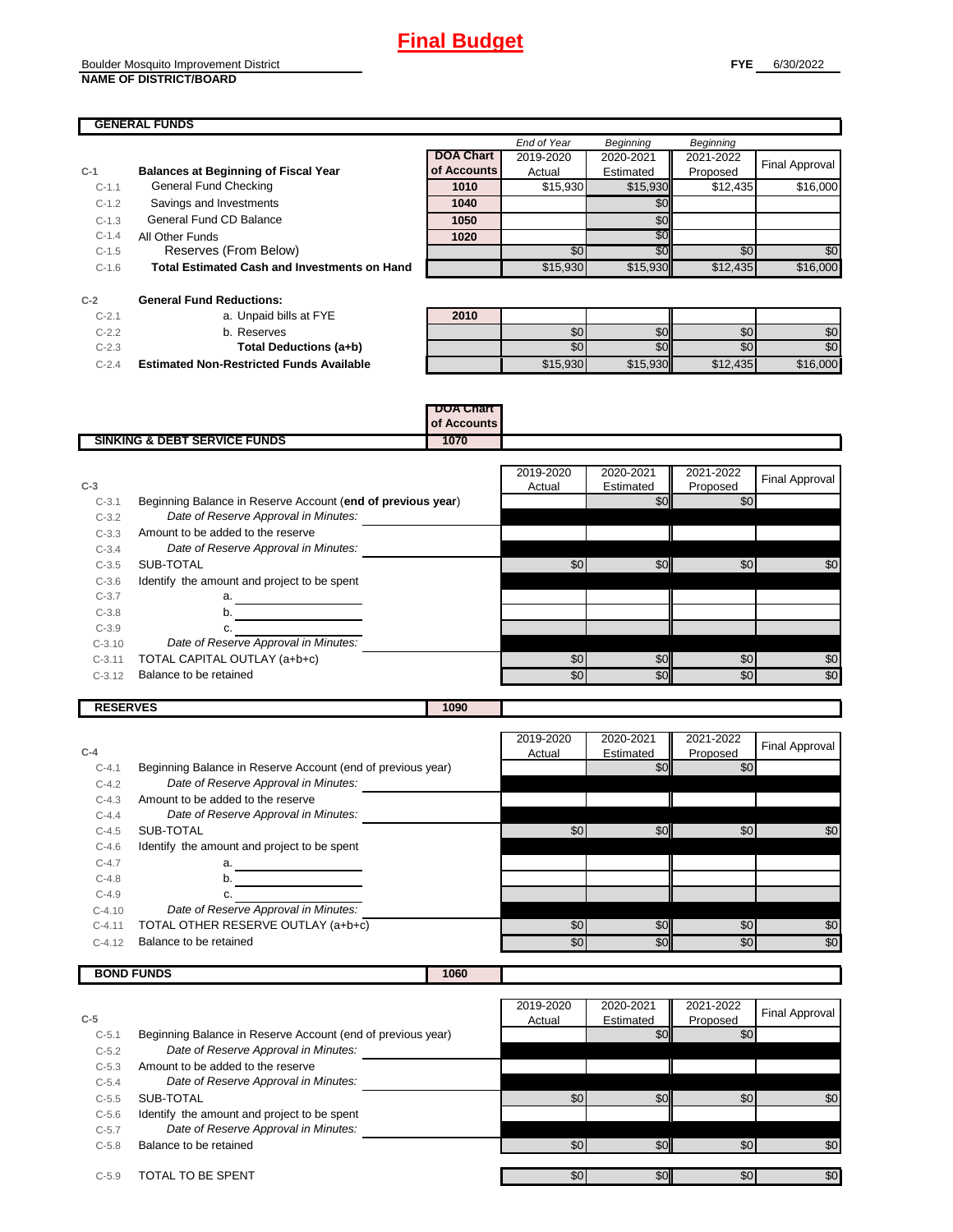# Final Budget

Boulder Mosquito Improvement District
**NAME OF DISTRICT/BOARD**

**FYE** 6/30/2022

## GENERAL FUNDS

| | | DOA Chart of Accounts | End of Year 2019-2020 Actual | Beginning 2020-2021 Estimated | Beginning 2021-2022 Proposed | Final Approval |
|---|---|---|---|---|---|---|
| C-1 | **Balances at Beginning of Fiscal Year** | | | | | |
| C-1.1 | General Fund Checking | 1010 | $15,930 | $15,930 | $12,435 | $16,000 |
| C-1.2 | Savings and Investments | 1040 | | $0 | | |
| C-1.3 | General Fund CD Balance | 1050 | | $0 | | |
| C-1.4 | All Other Funds | 1020 | | $0 | | |
| C-1.5 | Reserves (From Below) | | $0 | $0 | $0 | $0 |
| C-1.6 | **Total Estimated Cash and Investments on Hand** | | $15,930 | $15,930 | $12,435 | $16,000 |

| | | | | | | |
|---|---|---|---|---|---|---|
| C-2 | **General Fund Reductions:** | | | | | |
| C-2.1 | a. Unpaid bills at FYE | 2010 | | | | |
| C-2.2 | b. Reserves | | $0 | $0 | $0 | $0 |
| C-2.3 | **Total Deductions (a+b)** | | $0 | $0 | $0 | $0 |
| C-2.4 | **Estimated Non-Restricted Funds Available** | | $15,930 | $15,930 | $12,435 | $16,000 |

## SINKING & DEBT SERVICE FUNDS — DOA Chart of Accounts 1070

| C-3 | | 2019-2020 Actual | 2020-2021 Estimated | 2021-2022 Proposed | Final Approval |
|---|---|---|---|---|---|
| C-3.1 | Beginning Balance in Reserve Account (**end of previous year**) | | $0 | $0 | |
| C-3.2 | *Date of Reserve Approval in Minutes:* | | | | |
| C-3.3 | Amount to be added to the reserve | | | | |
| C-3.4 | *Date of Reserve Approval in Minutes:* | | | | |
| C-3.5 | SUB-TOTAL | $0 | $0 | $0 | $0 |
| C-3.6 | Identify the amount and project to be spent | | | | |
| C-3.7 | a. | | | | |
| C-3.8 | b. | | | | |
| C-3.9 | c. | | | | |
| C-3.10 | *Date of Reserve Approval in Minutes:* | | | | |
| C-3.11 | TOTAL CAPITAL OUTLAY (a+b+c) | $0 | $0 | $0 | $0 |
| C-3.12 | Balance to be retained | $0 | $0 | $0 | $0 |

## RESERVES — 1090

| C-4 | | 2019-2020 Actual | 2020-2021 Estimated | 2021-2022 Proposed | Final Approval |
|---|---|---|---|---|---|
| C-4.1 | Beginning Balance in Reserve Account (end of previous year) | | $0 | $0 | |
| C-4.2 | *Date of Reserve Approval in Minutes:* | | | | |
| C-4.3 | Amount to be added to the reserve | | | | |
| C-4.4 | *Date of Reserve Approval in Minutes:* | | | | |
| C-4.5 | SUB-TOTAL | $0 | $0 | $0 | $0 |
| C-4.6 | Identify the amount and project to be spent | | | | |
| C-4.7 | a. | | | | |
| C-4.8 | b. | | | | |
| C-4.9 | c. | | | | |
| C-4.10 | *Date of Reserve Approval in Minutes:* | | | | |
| C-4.11 | TOTAL OTHER RESERVE OUTLAY (a+b+c) | $0 | $0 | $0 | $0 |
| C-4.12 | Balance to be retained | $0 | $0 | $0 | $0 |

## BOND FUNDS — 1060

| C-5 | | 2019-2020 Actual | 2020-2021 Estimated | 2021-2022 Proposed | Final Approval |
|---|---|---|---|---|---|
| C-5.1 | Beginning Balance in Reserve Account (end of previous year) | | $0 | $0 | |
| C-5.2 | *Date of Reserve Approval in Minutes:* | | | | |
| C-5.3 | Amount to be added to the reserve | | | | |
| C-5.4 | *Date of Reserve Approval in Minutes:* | | | | |
| C-5.5 | SUB-TOTAL | $0 | $0 | $0 | $0 |
| C-5.6 | Identify the amount and project to be spent | | | | |
| C-5.7 | *Date of Reserve Approval in Minutes:* | | | | |
| C-5.8 | Balance to be retained | $0 | $0 | $0 | $0 |
| C-5.9 | TOTAL TO BE SPENT | $0 | $0 | $0 | $0 |